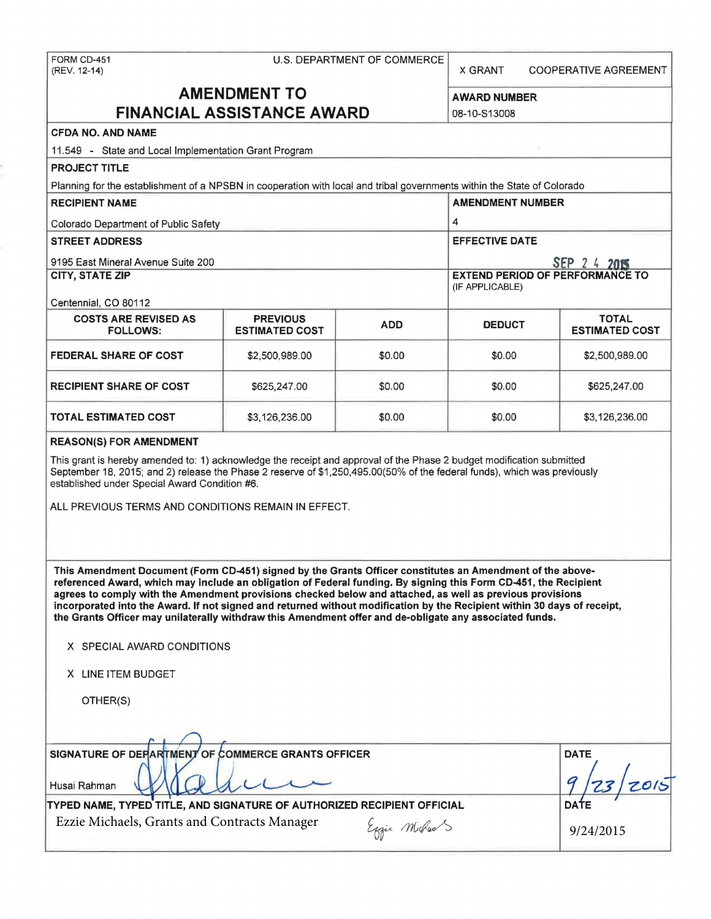FORM CD-451
(REV. 12-14)

U.S. DEPARTMENT OF COMMERCE

X GRANT    COOPERATIVE AGREEMENT

# AMENDMENT TO FINANCIAL ASSISTANCE AWARD

**AWARD NUMBER**

08-10-S13008

**CFDA NO. AND NAME**

11.549 - State and Local Implementation Grant Program

**PROJECT TITLE**

Planning for the establishment of a NPSBN in cooperation with local and tribal governments within the State of Colorado

**RECIPIENT NAME**

Colorado Department of Public Safety

**AMENDMENT NUMBER**

4

**STREET ADDRESS**

9195 East Mineral Avenue Suite 200

**EFFECTIVE DATE**

SEP 2 4 2015

**CITY, STATE ZIP**

Centennial, CO 80112

**EXTEND PERIOD OF PERFORMANCE TO**
(IF APPLICABLE)

| COSTS ARE REVISED AS FOLLOWS: | PREVIOUS ESTIMATED COST | ADD | DEDUCT | TOTAL ESTIMATED COST |
|---|---|---|---|---|
| FEDERAL SHARE OF COST | $2,500,989.00 | $0.00 | $0.00 | $2,500,989.00 |
| RECIPIENT SHARE OF COST | $625,247.00 | $0.00 | $0.00 | $625,247.00 |
| TOTAL ESTIMATED COST | $3,126,236.00 | $0.00 | $0.00 | $3,126,236.00 |

**REASON(S) FOR AMENDMENT**

This grant is hereby amended to: 1) acknowledge the receipt and approval of the Phase 2 budget modification submitted September 18, 2015; and 2) release the Phase 2 reserve of $1,250,495.00(50% of the federal funds), which was previously established under Special Award Condition #6.

ALL PREVIOUS TERMS AND CONDITIONS REMAIN IN EFFECT.

**This Amendment Document (Form CD-451) signed by the Grants Officer constitutes an Amendment of the above-referenced Award, which may include an obligation of Federal funding. By signing this Form CD-451, the Recipient agrees to comply with the Amendment provisions checked below and attached, as well as previous provisions incorporated into the Award. If not signed and returned without modification by the Recipient within 30 days of receipt, the Grants Officer may unilaterally withdraw this Amendment offer and de-obligate any associated funds.**

X SPECIAL AWARD CONDITIONS

X LINE ITEM BUDGET

OTHER(S)

**SIGNATURE OF DEPARTMENT OF COMMERCE GRANTS OFFICER**

Husai Rahman

**DATE**

9/23/2015

**TYPED NAME, TYPED TITLE, AND SIGNATURE OF AUTHORIZED RECIPIENT OFFICIAL**

Ezzie Michaels, Grants and Contracts Manager

**DATE**

9/24/2015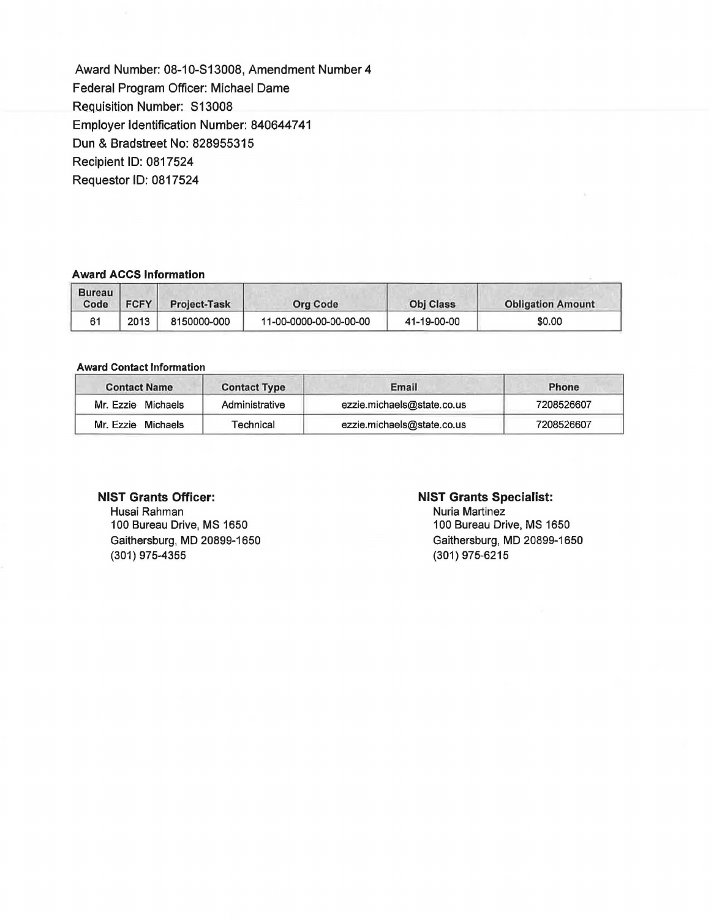Award Number: 08-10-S13008, Amendment Number 4
Federal Program Officer: Michael Dame
Requisition Number: S13008
Employer Identification Number: 840644741
Dun & Bradstreet No: 828955315
Recipient ID: 0817524
Requestor ID: 0817524

**Award ACCS Information**

| Bureau Code | FCFY | Project-Task | Org Code | Obj Class | Obligation Amount |
|---|---|---|---|---|---|
| 61 | 2013 | 8150000-000 | 11-00-0000-00-00-00-00 | 41-19-00-00 | $0.00 |

**Award Contact Information**

| Contact Name | Contact Type | Email | Phone |
|---|---|---|---|
| Mr. Ezzie Michaels | Administrative | ezzie.michaels@state.co.us | 7208526607 |
| Mr. Ezzie Michaels | Technical | ezzie.michaels@state.co.us | 7208526607 |

**NIST Grants Officer:**
Husai Rahman
100 Bureau Drive, MS 1650
Gaithersburg, MD 20899-1650
(301) 975-4355

**NIST Grants Specialist:**
Nuria Martinez
100 Bureau Drive, MS 1650
Gaithersburg, MD 20899-1650
(301) 975-6215